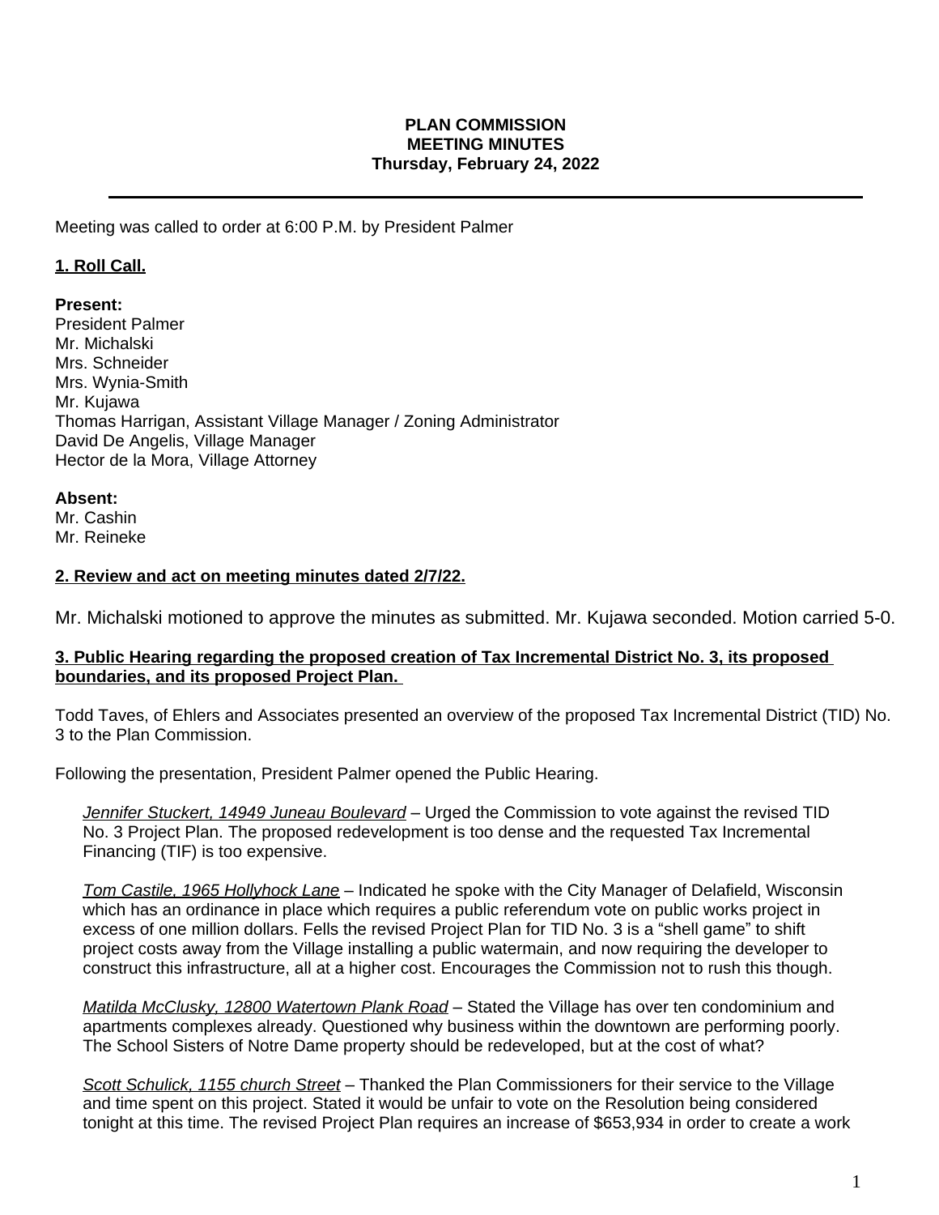**PLAN COMMISSION**
**MEETING MINUTES**
**Thursday, February 24, 2022**

---

Meeting was called to order at 6:00 P.M. by President Palmer

## 1. Roll Call.

**Present:**
President Palmer
Mr. Michalski
Mrs. Schneider
Mrs. Wynia-Smith
Mr. Kujawa
Thomas Harrigan, Assistant Village Manager / Zoning Administrator
David De Angelis, Village Manager
Hector de la Mora, Village Attorney

**Absent:**
Mr. Cashin
Mr. Reineke

## 2. Review and act on meeting minutes dated 2/7/22.

Mr. Michalski motioned to approve the minutes as submitted. Mr. Kujawa seconded. Motion carried 5-0.

## 3. Public Hearing regarding the proposed creation of Tax Incremental District No. 3, its proposed boundaries, and its proposed Project Plan.

Todd Taves, of Ehlers and Associates presented an overview of the proposed Tax Incremental District (TID) No. 3 to the Plan Commission.

Following the presentation, President Palmer opened the Public Hearing.

> _Jennifer Stuckert, 14949 Juneau Boulevard_ – Urged the Commission to vote against the revised TID No. 3 Project Plan. The proposed redevelopment is too dense and the requested Tax Incremental Financing (TIF) is too expensive.
>
> _Tom Castile, 1965 Hollyhock Lane_ – Indicated he spoke with the City Manager of Delafield, Wisconsin which has an ordinance in place which requires a public referendum vote on public works project in excess of one million dollars. Fells the revised Project Plan for TID No. 3 is a "shell game" to shift project costs away from the Village installing a public watermain, and now requiring the developer to construct this infrastructure, all at a higher cost. Encourages the Commission not to rush this though.
>
> _Matilda McClusky, 12800 Watertown Plank Road_ – Stated the Village has over ten condominium and apartments complexes already. Questioned why business within the downtown are performing poorly. The School Sisters of Notre Dame property should be redeveloped, but at the cost of what?
>
> _Scott Schulick, 1155 church Street_ – Thanked the Plan Commissioners for their service to the Village and time spent on this project. Stated it would be unfair to vote on the Resolution being considered tonight at this time. The revised Project Plan requires an increase of $653,934 in order to create a work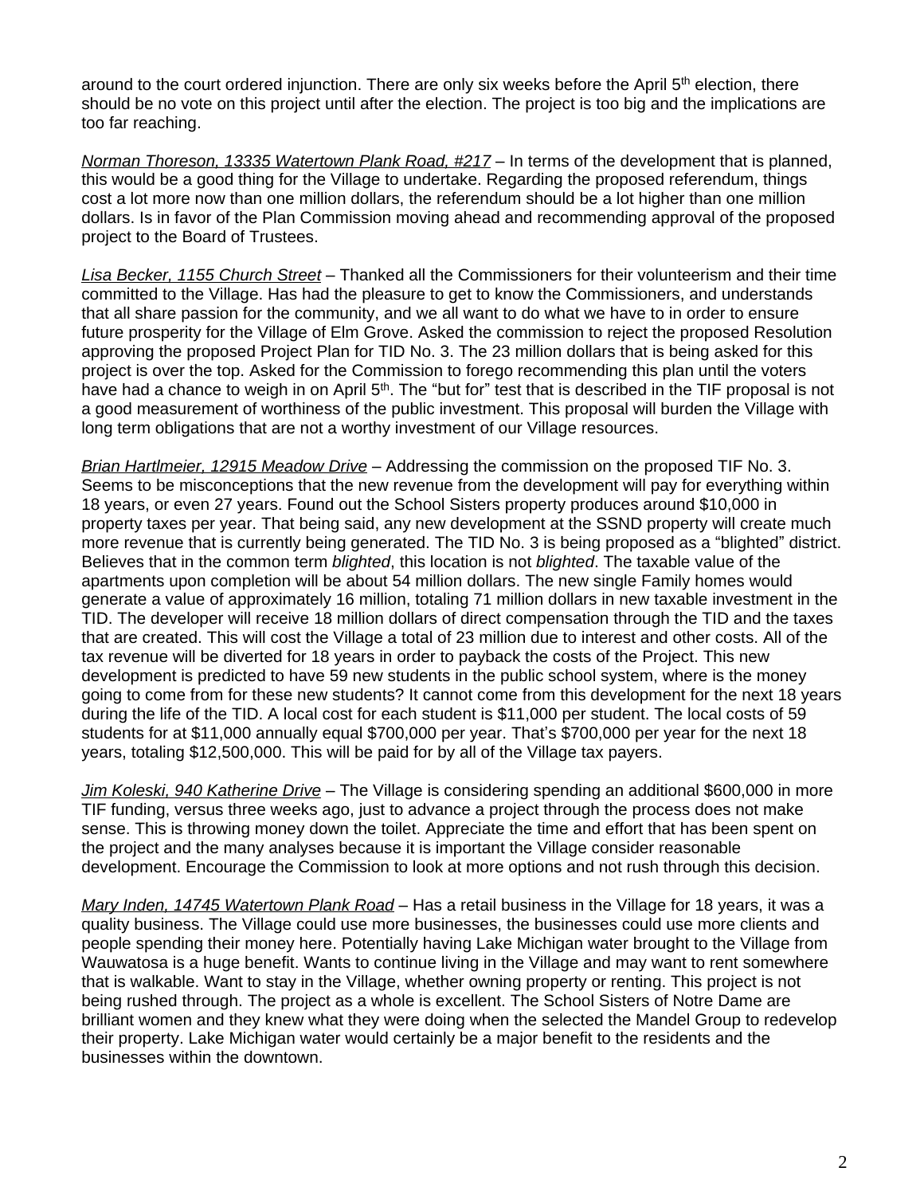around to the court ordered injunction. There are only six weeks before the April 5th election, there should be no vote on this project until after the election. The project is too big and the implications are too far reaching.

*Norman Thoreson, 13335 Watertown Plank Road, #217* – In terms of the development that is planned, this would be a good thing for the Village to undertake. Regarding the proposed referendum, things cost a lot more now than one million dollars, the referendum should be a lot higher than one million dollars. Is in favor of the Plan Commission moving ahead and recommending approval of the proposed project to the Board of Trustees.

*Lisa Becker, 1155 Church Street* – Thanked all the Commissioners for their volunteerism and their time committed to the Village. Has had the pleasure to get to know the Commissioners, and understands that all share passion for the community, and we all want to do what we have to in order to ensure future prosperity for the Village of Elm Grove. Asked the commission to reject the proposed Resolution approving the proposed Project Plan for TID No. 3. The 23 million dollars that is being asked for this project is over the top. Asked for the Commission to forego recommending this plan until the voters have had a chance to weigh in on April 5th. The "but for" test that is described in the TIF proposal is not a good measurement of worthiness of the public investment. This proposal will burden the Village with long term obligations that are not a worthy investment of our Village resources.

*Brian Hartlmeier, 12915 Meadow Drive* – Addressing the commission on the proposed TIF No. 3. Seems to be misconceptions that the new revenue from the development will pay for everything within 18 years, or even 27 years. Found out the School Sisters property produces around $10,000 in property taxes per year. That being said, any new development at the SSND property will create much more revenue that is currently being generated. The TID No. 3 is being proposed as a "blighted" district. Believes that in the common term *blighted*, this location is not *blighted*. The taxable value of the apartments upon completion will be about 54 million dollars. The new single Family homes would generate a value of approximately 16 million, totaling 71 million dollars in new taxable investment in the TID. The developer will receive 18 million dollars of direct compensation through the TID and the taxes that are created. This will cost the Village a total of 23 million due to interest and other costs. All of the tax revenue will be diverted for 18 years in order to payback the costs of the Project. This new development is predicted to have 59 new students in the public school system, where is the money going to come from for these new students? It cannot come from this development for the next 18 years during the life of the TID. A local cost for each student is $11,000 per student. The local costs of 59 students for at $11,000 annually equal $700,000 per year. That's $700,000 per year for the next 18 years, totaling $12,500,000. This will be paid for by all of the Village tax payers.

*Jim Koleski, 940 Katherine Drive* – The Village is considering spending an additional $600,000 in more TIF funding, versus three weeks ago, just to advance a project through the process does not make sense. This is throwing money down the toilet. Appreciate the time and effort that has been spent on the project and the many analyses because it is important the Village consider reasonable development. Encourage the Commission to look at more options and not rush through this decision.

*Mary Inden, 14745 Watertown Plank Road* – Has a retail business in the Village for 18 years, it was a quality business. The Village could use more businesses, the businesses could use more clients and people spending their money here. Potentially having Lake Michigan water brought to the Village from Wauwatosa is a huge benefit. Wants to continue living in the Village and may want to rent somewhere that is walkable. Want to stay in the Village, whether owning property or renting. This project is not being rushed through. The project as a whole is excellent. The School Sisters of Notre Dame are brilliant women and they knew what they were doing when the selected the Mandel Group to redevelop their property. Lake Michigan water would certainly be a major benefit to the residents and the businesses within the downtown.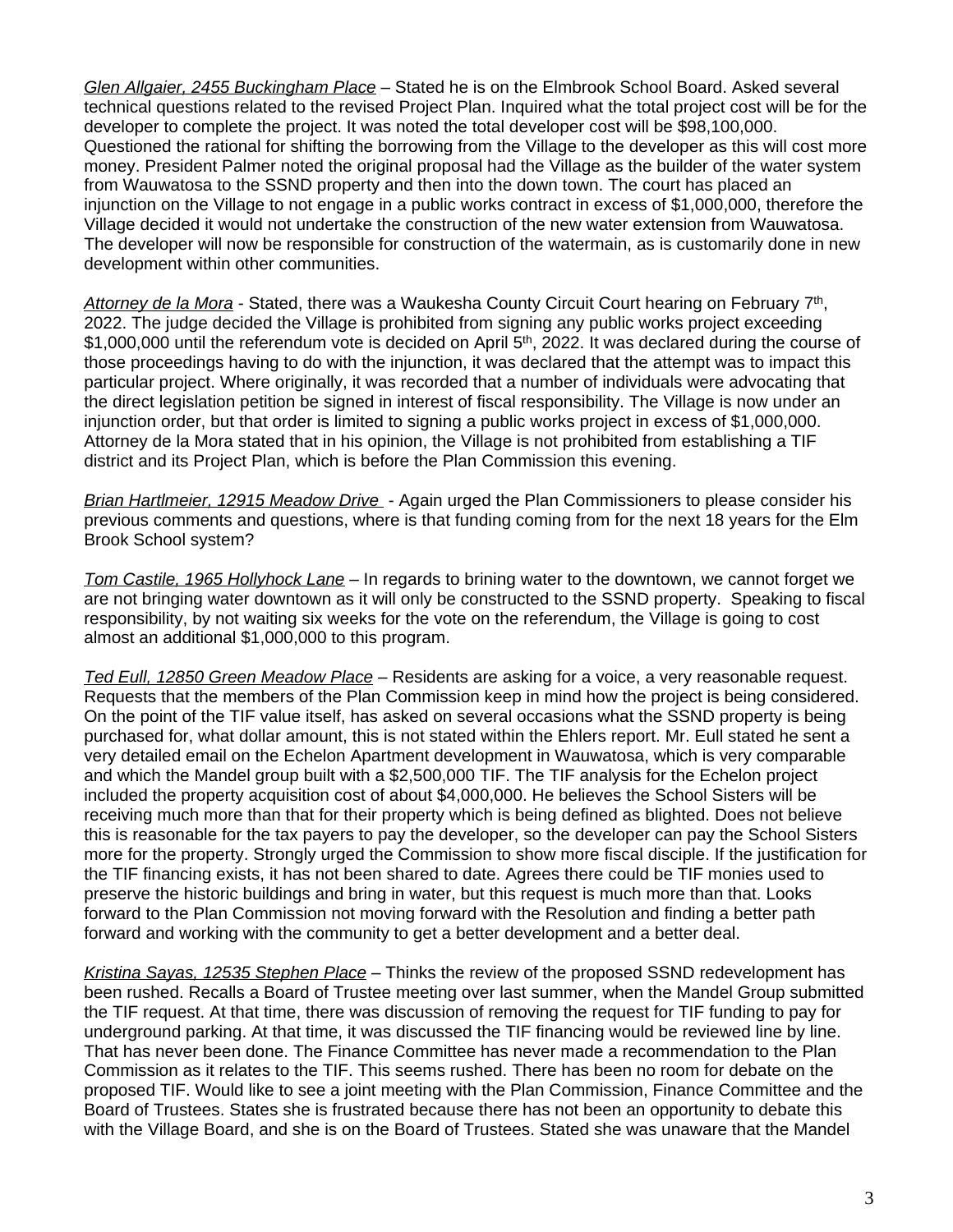*Glen Allgaier, 2455 Buckingham Place* – Stated he is on the Elmbrook School Board. Asked several technical questions related to the revised Project Plan. Inquired what the total project cost will be for the developer to complete the project. It was noted the total developer cost will be $98,100,000. Questioned the rational for shifting the borrowing from the Village to the developer as this will cost more money. President Palmer noted the original proposal had the Village as the builder of the water system from Wauwatosa to the SSND property and then into the down town. The court has placed an injunction on the Village to not engage in a public works contract in excess of $1,000,000, therefore the Village decided it would not undertake the construction of the new water extension from Wauwatosa. The developer will now be responsible for construction of the watermain, as is customarily done in new development within other communities.

*Attorney de la Mora* - Stated, there was a Waukesha County Circuit Court hearing on February 7th, 2022. The judge decided the Village is prohibited from signing any public works project exceeding $1,000,000 until the referendum vote is decided on April 5th, 2022. It was declared during the course of those proceedings having to do with the injunction, it was declared that the attempt was to impact this particular project. Where originally, it was recorded that a number of individuals were advocating that the direct legislation petition be signed in interest of fiscal responsibility. The Village is now under an injunction order, but that order is limited to signing a public works project in excess of $1,000,000. Attorney de la Mora stated that in his opinion, the Village is not prohibited from establishing a TIF district and its Project Plan, which is before the Plan Commission this evening.

*Brian Hartlmeier, 12915 Meadow Drive* - Again urged the Plan Commissioners to please consider his previous comments and questions, where is that funding coming from for the next 18 years for the Elm Brook School system?

*Tom Castile, 1965 Hollyhock Lane* – In regards to brining water to the downtown, we cannot forget we are not bringing water downtown as it will only be constructed to the SSND property. Speaking to fiscal responsibility, by not waiting six weeks for the vote on the referendum, the Village is going to cost almost an additional $1,000,000 to this program.

*Ted Eull, 12850 Green Meadow Place* – Residents are asking for a voice, a very reasonable request. Requests that the members of the Plan Commission keep in mind how the project is being considered. On the point of the TIF value itself, has asked on several occasions what the SSND property is being purchased for, what dollar amount, this is not stated within the Ehlers report. Mr. Eull stated he sent a very detailed email on the Echelon Apartment development in Wauwatosa, which is very comparable and which the Mandel group built with a $2,500,000 TIF. The TIF analysis for the Echelon project included the property acquisition cost of about $4,000,000. He believes the School Sisters will be receiving much more than that for their property which is being defined as blighted. Does not believe this is reasonable for the tax payers to pay the developer, so the developer can pay the School Sisters more for the property. Strongly urged the Commission to show more fiscal disciple. If the justification for the TIF financing exists, it has not been shared to date. Agrees there could be TIF monies used to preserve the historic buildings and bring in water, but this request is much more than that. Looks forward to the Plan Commission not moving forward with the Resolution and finding a better path forward and working with the community to get a better development and a better deal.

*Kristina Sayas, 12535 Stephen Place* – Thinks the review of the proposed SSND redevelopment has been rushed. Recalls a Board of Trustee meeting over last summer, when the Mandel Group submitted the TIF request. At that time, there was discussion of removing the request for TIF funding to pay for underground parking. At that time, it was discussed the TIF financing would be reviewed line by line. That has never been done. The Finance Committee has never made a recommendation to the Plan Commission as it relates to the TIF. This seems rushed. There has been no room for debate on the proposed TIF. Would like to see a joint meeting with the Plan Commission, Finance Committee and the Board of Trustees. States she is frustrated because there has not been an opportunity to debate this with the Village Board, and she is on the Board of Trustees. Stated she was unaware that the Mandel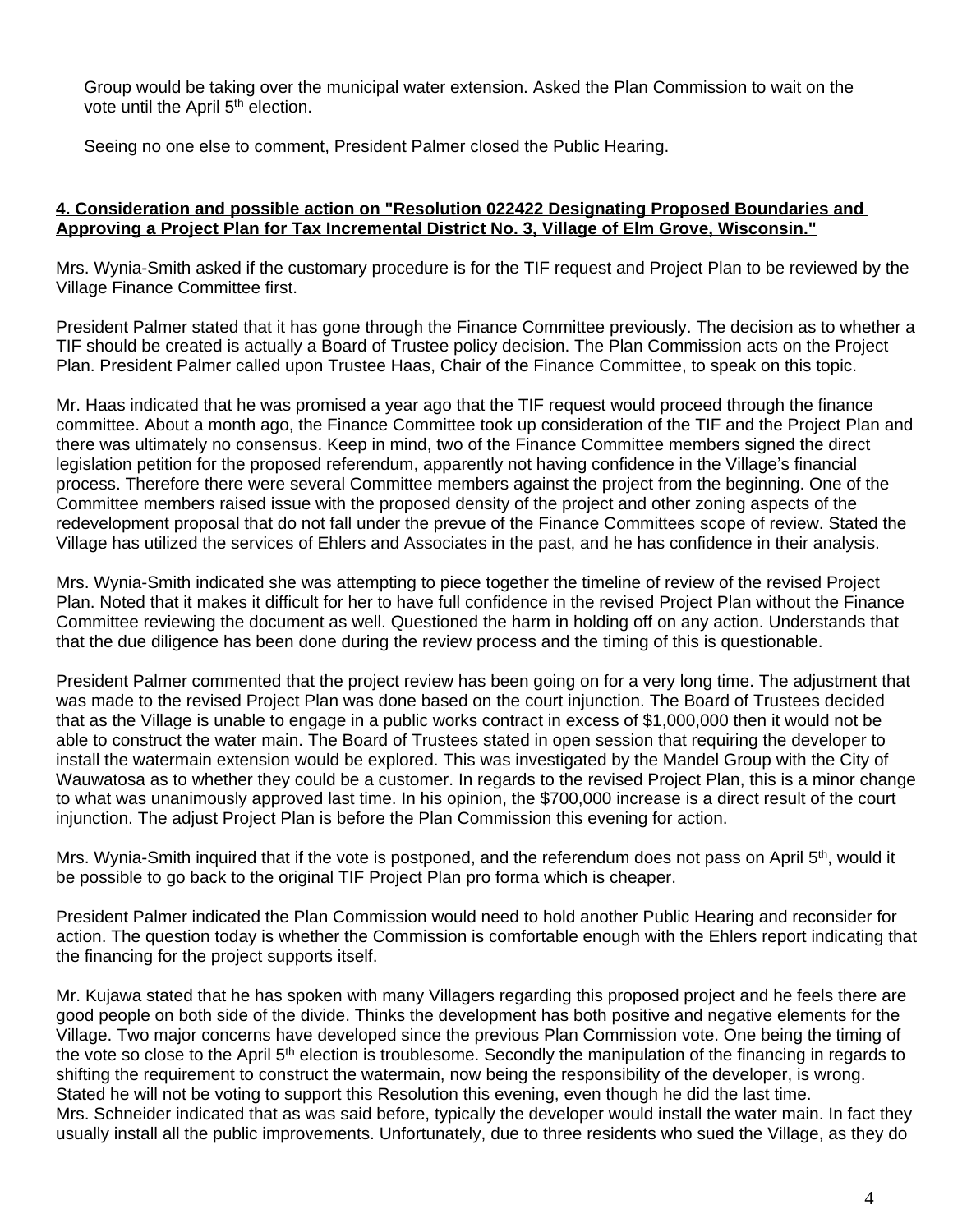Group would be taking over the municipal water extension. Asked the Plan Commission to wait on the vote until the April 5th election.

Seeing no one else to comment, President Palmer closed the Public Hearing.

**4. Consideration and possible action on "Resolution 022422 Designating Proposed Boundaries and Approving a Project Plan for Tax Incremental District No. 3, Village of Elm Grove, Wisconsin."**

Mrs. Wynia-Smith asked if the customary procedure is for the TIF request and Project Plan to be reviewed by the Village Finance Committee first.

President Palmer stated that it has gone through the Finance Committee previously. The decision as to whether a TIF should be created is actually a Board of Trustee policy decision. The Plan Commission acts on the Project Plan. President Palmer called upon Trustee Haas, Chair of the Finance Committee, to speak on this topic.

Mr. Haas indicated that he was promised a year ago that the TIF request would proceed through the finance committee. About a month ago, the Finance Committee took up consideration of the TIF and the Project Plan and there was ultimately no consensus. Keep in mind, two of the Finance Committee members signed the direct legislation petition for the proposed referendum, apparently not having confidence in the Village's financial process. Therefore there were several Committee members against the project from the beginning. One of the Committee members raised issue with the proposed density of the project and other zoning aspects of the redevelopment proposal that do not fall under the prevue of the Finance Committees scope of review. Stated the Village has utilized the services of Ehlers and Associates in the past, and he has confidence in their analysis.

Mrs. Wynia-Smith indicated she was attempting to piece together the timeline of review of the revised Project Plan. Noted that it makes it difficult for her to have full confidence in the revised Project Plan without the Finance Committee reviewing the document as well. Questioned the harm in holding off on any action. Understands that that the due diligence has been done during the review process and the timing of this is questionable.

President Palmer commented that the project review has been going on for a very long time. The adjustment that was made to the revised Project Plan was done based on the court injunction. The Board of Trustees decided that as the Village is unable to engage in a public works contract in excess of $1,000,000 then it would not be able to construct the water main. The Board of Trustees stated in open session that requiring the developer to install the watermain extension would be explored. This was investigated by the Mandel Group with the City of Wauwatosa as to whether they could be a customer. In regards to the revised Project Plan, this is a minor change to what was unanimously approved last time. In his opinion, the $700,000 increase is a direct result of the court injunction. The adjust Project Plan is before the Plan Commission this evening for action.

Mrs. Wynia-Smith inquired that if the vote is postponed, and the referendum does not pass on April 5th, would it be possible to go back to the original TIF Project Plan pro forma which is cheaper.

President Palmer indicated the Plan Commission would need to hold another Public Hearing and reconsider for action. The question today is whether the Commission is comfortable enough with the Ehlers report indicating that the financing for the project supports itself.

Mr. Kujawa stated that he has spoken with many Villagers regarding this proposed project and he feels there are good people on both side of the divide. Thinks the development has both positive and negative elements for the Village. Two major concerns have developed since the previous Plan Commission vote. One being the timing of the vote so close to the April 5th election is troublesome. Secondly the manipulation of the financing in regards to shifting the requirement to construct the watermain, now being the responsibility of the developer, is wrong. Stated he will not be voting to support this Resolution this evening, even though he did the last time.

Mrs. Schneider indicated that as was said before, typically the developer would install the water main. In fact they usually install all the public improvements. Unfortunately, due to three residents who sued the Village, as they do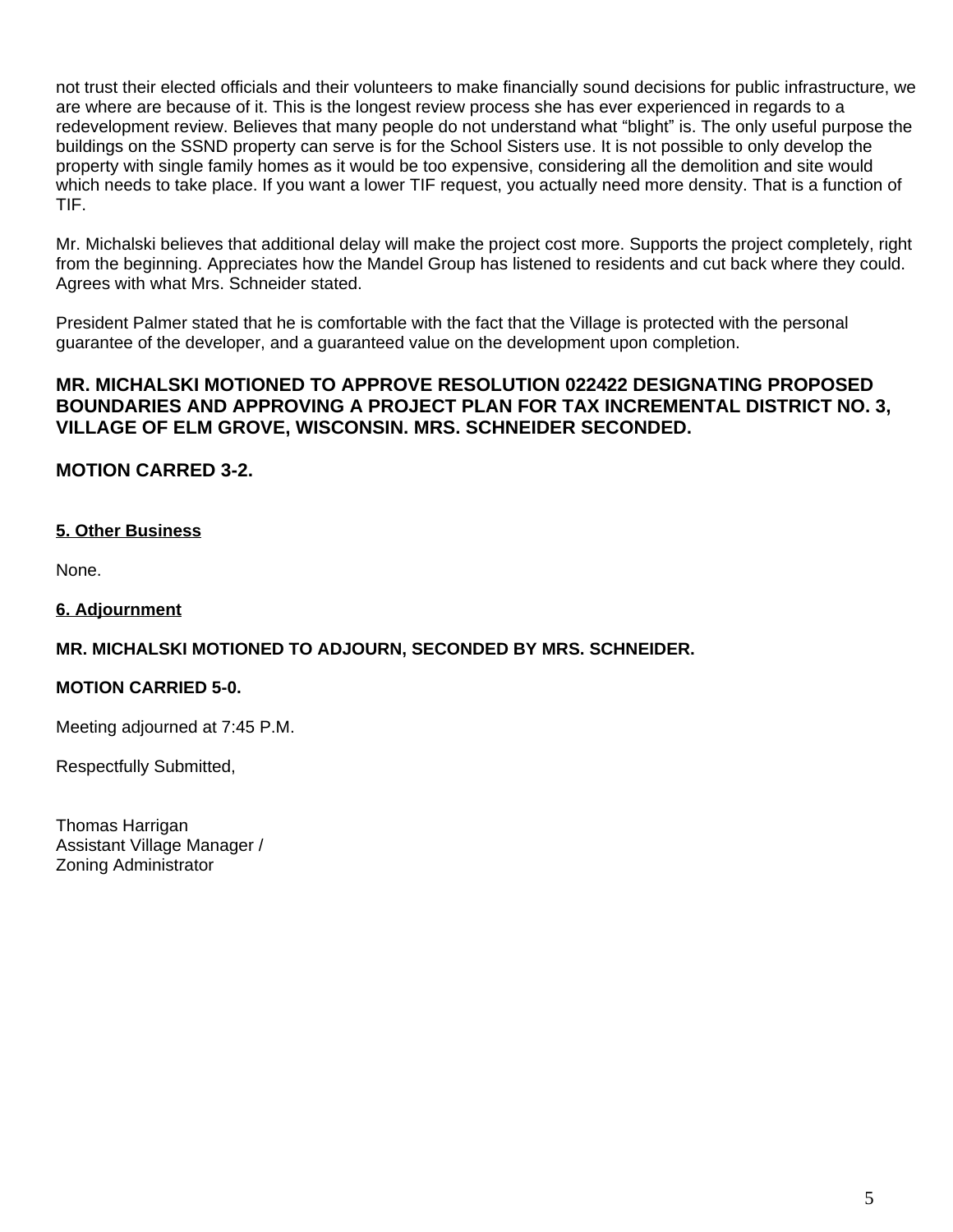not trust their elected officials and their volunteers to make financially sound decisions for public infrastructure, we are where are because of it. This is the longest review process she has ever experienced in regards to a redevelopment review. Believes that many people do not understand what “blight” is. The only useful purpose the buildings on the SSND property can serve is for the School Sisters use. It is not possible to only develop the property with single family homes as it would be too expensive, considering all the demolition and site would which needs to take place. If you want a lower TIF request, you actually need more density. That is a function of TIF.

Mr. Michalski believes that additional delay will make the project cost more. Supports the project completely, right from the beginning. Appreciates how the Mandel Group has listened to residents and cut back where they could. Agrees with what Mrs. Schneider stated.

President Palmer stated that he is comfortable with the fact that the Village is protected with the personal guarantee of the developer, and a guaranteed value on the development upon completion.

**MR. MICHALSKI MOTIONED TO APPROVE RESOLUTION 022422 DESIGNATING PROPOSED BOUNDARIES AND APPROVING A PROJECT PLAN FOR TAX INCREMENTAL DISTRICT NO. 3, VILLAGE OF ELM GROVE, WISCONSIN. MRS. SCHNEIDER SECONDED.**

**MOTION CARRED 3-2.**

**5. Other Business**

None.

**6. Adjournment**

**MR. MICHALSKI MOTIONED TO ADJOURN, SECONDED BY MRS. SCHNEIDER.**

**MOTION CARRIED 5-0.**

Meeting adjourned at 7:45 P.M.

Respectfully Submitted,

Thomas Harrigan
Assistant Village Manager /
Zoning Administrator